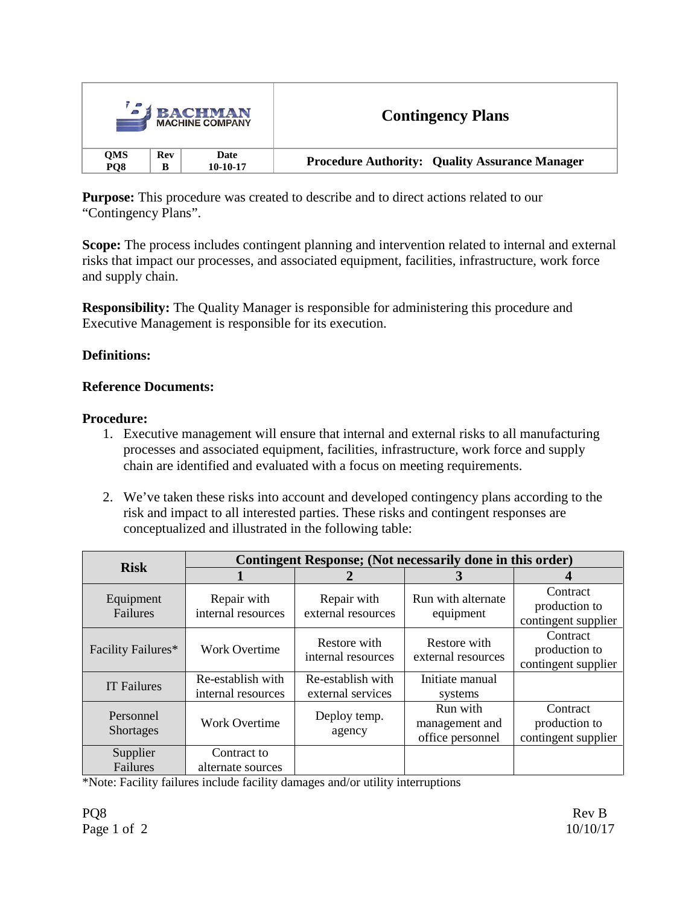| BACHMAN MACHINE COMPANY | | | Contingency Plans |
|---|---|---|---|
| **QMS PQ8** | **Rev B** | **Date 10-10-17** | **Procedure Authority: Quality Assurance Manager** |

**Purpose:** This procedure was created to describe and to direct actions related to our "Contingency Plans".

**Scope:** The process includes contingent planning and intervention related to internal and external risks that impact our processes, and associated equipment, facilities, infrastructure, work force and supply chain.

**Responsibility:** The Quality Manager is responsible for administering this procedure and Executive Management is responsible for its execution.

**Definitions:**

**Reference Documents:**

**Procedure:**

1. Executive management will ensure that internal and external risks to all manufacturing processes and associated equipment, facilities, infrastructure, work force and supply chain are identified and evaluated with a focus on meeting requirements.

2. We've taken these risks into account and developed contingency plans according to the risk and impact to all interested parties. These risks and contingent responses are conceptualized and illustrated in the following table:

| Risk | Contingent Response; (Not necessarily done in this order) | | | |
|---|---|---|---|---|
| | 1 | 2 | 3 | 4 |
| Equipment Failures | Repair with internal resources | Repair with external resources | Run with alternate equipment | Contract production to contingent supplier |
| Facility Failures* | Work Overtime | Restore with internal resources | Restore with external resources | Contract production to contingent supplier |
| IT Failures | Re-establish with internal resources | Re-establish with external services | Initiate manual systems | |
| Personnel Shortages | Work Overtime | Deploy temp. agency | Run with management and office personnel | Contract production to contingent supplier |
| Supplier Failures | Contract to alternate sources | | | |

*Note: Facility failures include facility damages and/or utility interruptions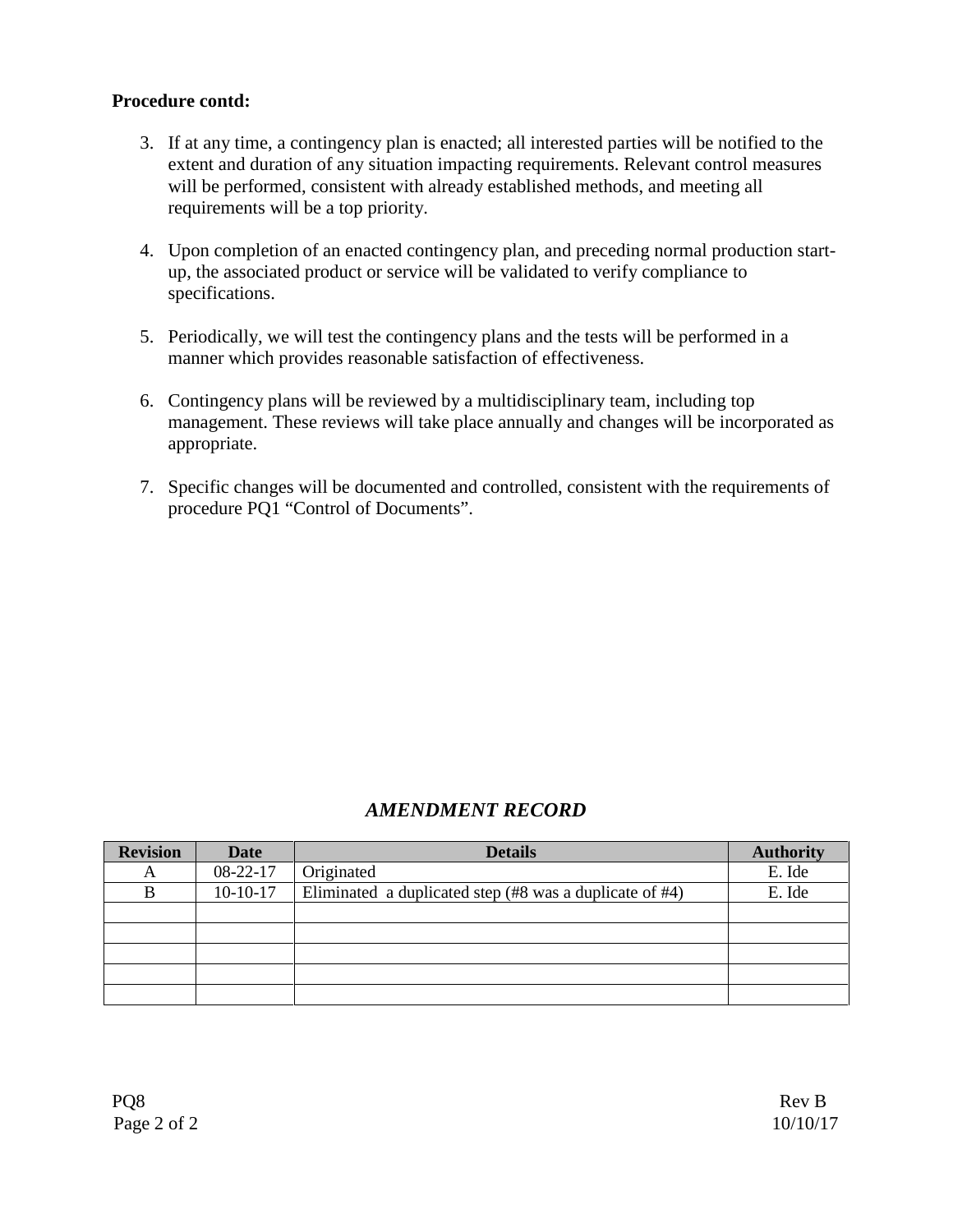**Procedure contd:**

3. If at any time, a contingency plan is enacted; all interested parties will be notified to the extent and duration of any situation impacting requirements. Relevant control measures will be performed, consistent with already established methods, and meeting all requirements will be a top priority.

4. Upon completion of an enacted contingency plan, and preceding normal production start-up, the associated product or service will be validated to verify compliance to specifications.

5. Periodically, we will test the contingency plans and the tests will be performed in a manner which provides reasonable satisfaction of effectiveness.

6. Contingency plans will be reviewed by a multidisciplinary team, including top management. These reviews will take place annually and changes will be incorporated as appropriate.

7. Specific changes will be documented and controlled, consistent with the requirements of procedure PQ1 “Control of Documents”.

### *AMENDMENT RECORD*

| Revision | Date | Details | Authority |
|---|---|---|---|
| A | 08-22-17 | Originated | E. Ide |
| B | 10-10-17 | Eliminated a duplicated step (#8 was a duplicate of #4) | E. Ide |
| | | | |
| | | | |
| | | | |
| | | | |
| | | | |